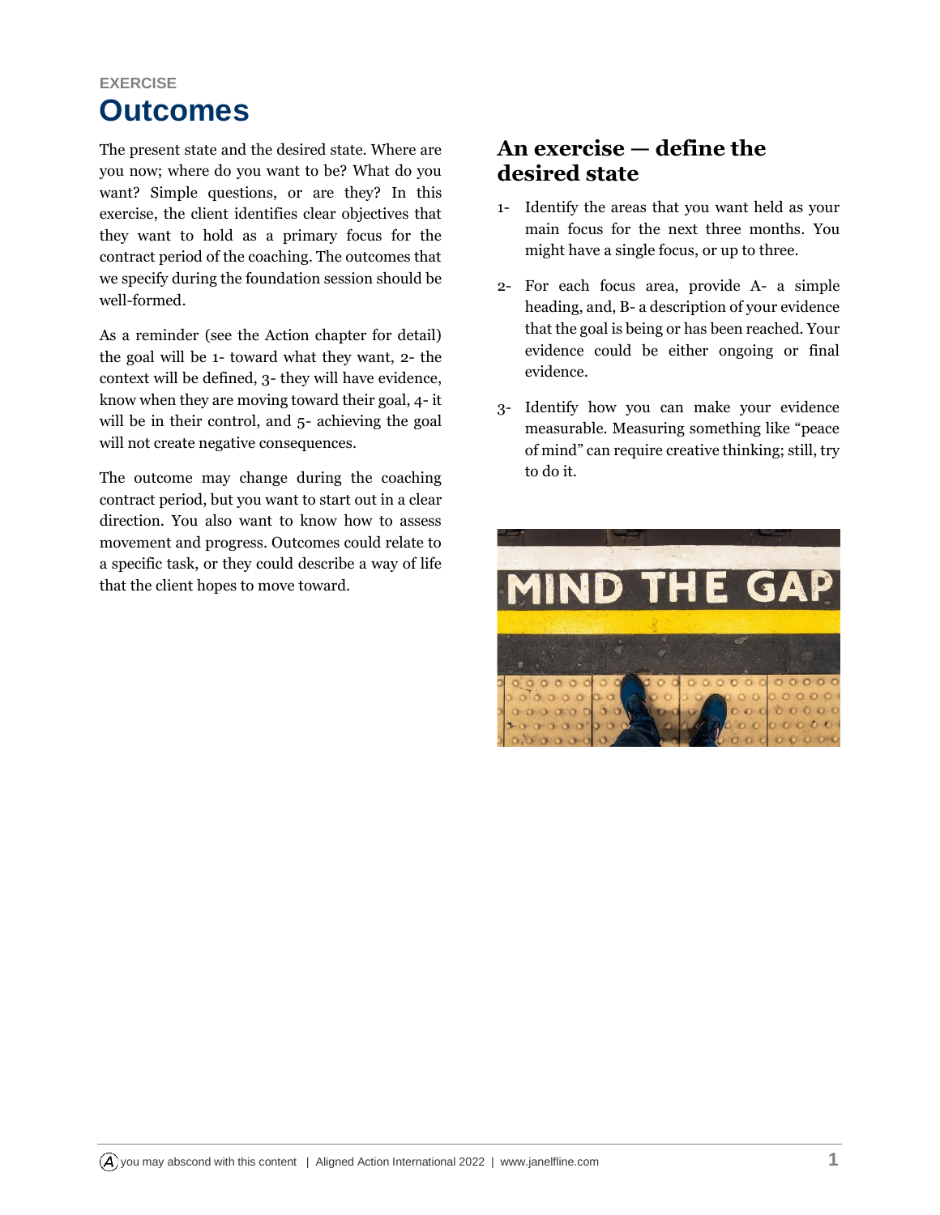EXERCISE

# Outcomes

The present state and the desired state. Where are you now; where do you want to be? What do you want? Simple questions, or are they? In this exercise, the client identifies clear objectives that they want to hold as a primary focus for the contract period of the coaching. The outcomes that we specify during the foundation session should be well-formed.

As a reminder (see the Action chapter for detail) the goal will be 1- toward what they want, 2- the context will be defined, 3- they will have evidence, know when they are moving toward their goal, 4- it will be in their control, and 5- achieving the goal will not create negative consequences.

The outcome may change during the coaching contract period, but you want to start out in a clear direction. You also want to know how to assess movement and progress. Outcomes could relate to a specific task, or they could describe a way of life that the client hopes to move toward.

## An exercise — define the desired state

1- Identify the areas that you want held as your main focus for the next three months. You might have a single focus, or up to three.

2- For each focus area, provide A- a simple heading, and, B- a description of your evidence that the goal is being or has been reached. Your evidence could be either ongoing or final evidence.

3- Identify how you can make your evidence measurable. Measuring something like "peace of mind" can require creative thinking; still, try to do it.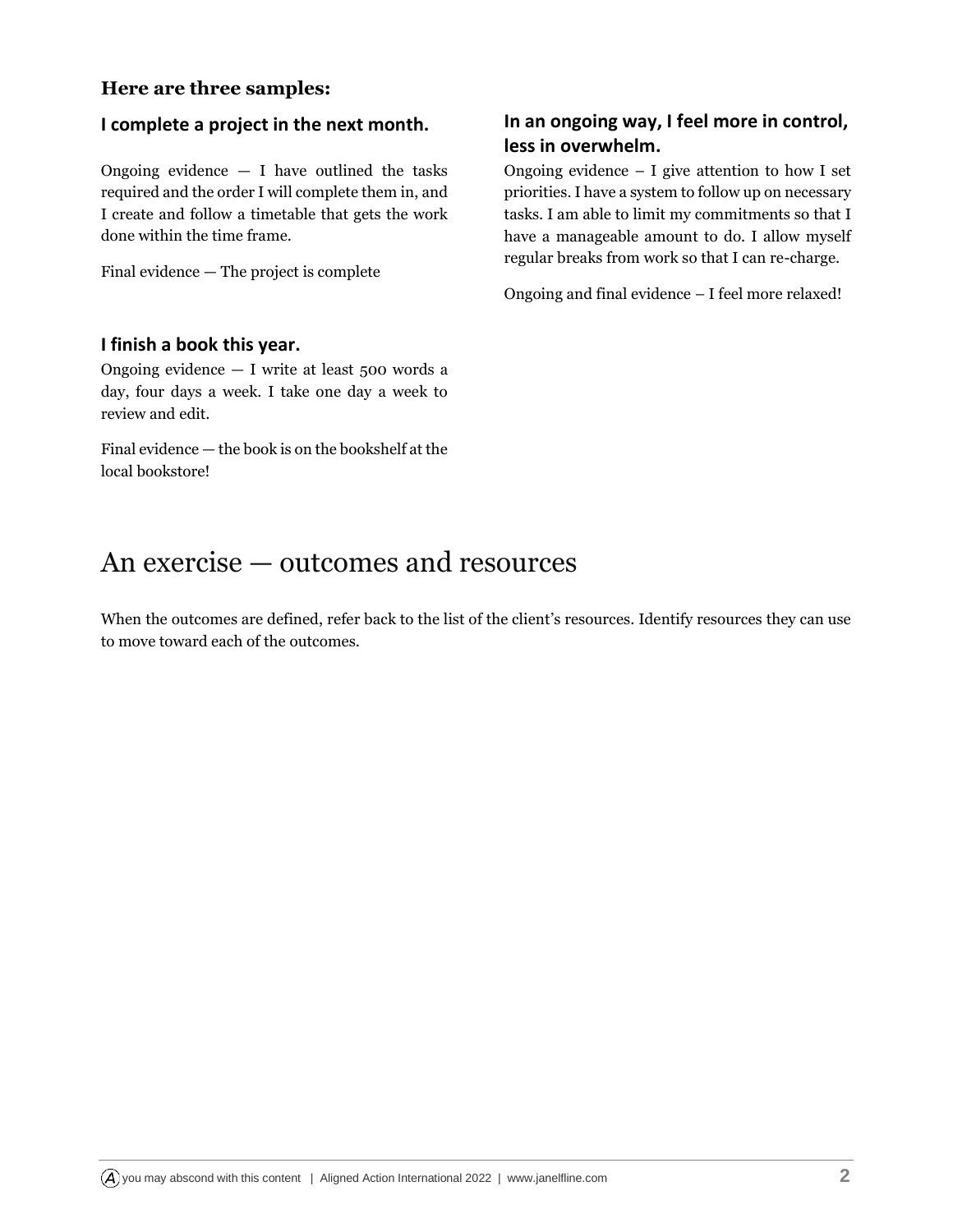**Here are three samples:**

### I complete a project in the next month.

Ongoing evidence — I have outlined the tasks required and the order I will complete them in, and I create and follow a timetable that gets the work done within the time frame.

Final evidence — The project is complete

### I finish a book this year.

Ongoing evidence — I write at least 500 words a day, four days a week. I take one day a week to review and edit.

Final evidence — the book is on the bookshelf at the local bookstore!

### In an ongoing way, I feel more in control, less in overwhelm.

Ongoing evidence – I give attention to how I set priorities. I have a system to follow up on necessary tasks. I am able to limit my commitments so that I have a manageable amount to do. I allow myself regular breaks from work so that I can re-charge.

Ongoing and final evidence – I feel more relaxed!

# An exercise — outcomes and resources

When the outcomes are defined, refer back to the list of the client's resources. Identify resources they can use to move toward each of the outcomes.